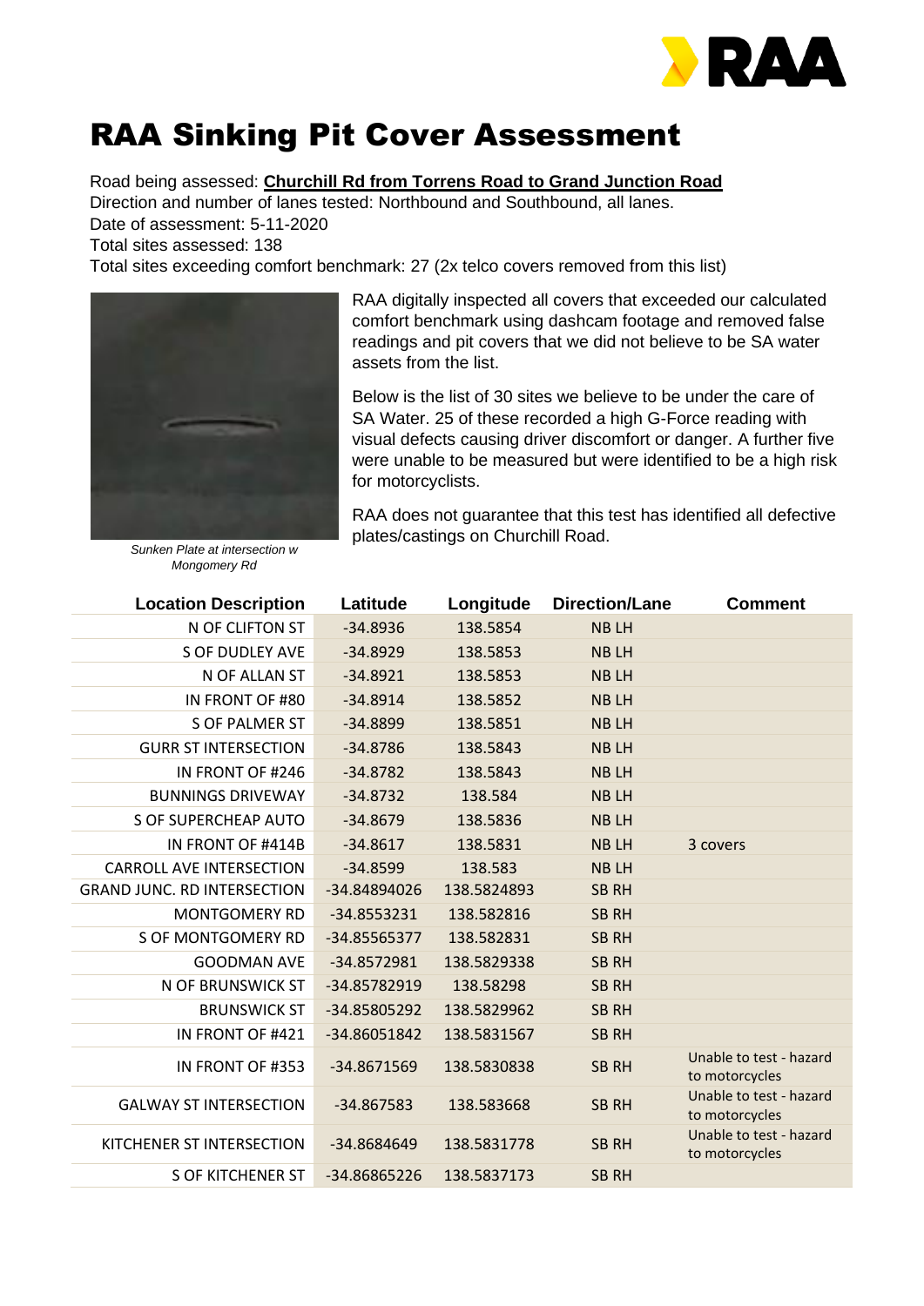# RAA Sinking Pit Cover Assessment

Road being assessed: **Churchill Rd from Torrens Road to Grand Junction Road**
Direction and number of lanes tested: Northbound and Southbound, all lanes.
Date of assessment: 5-11-2020
Total sites assessed: 138
Total sites exceeding comfort benchmark: 27 (2x telco covers removed from this list)

*Sunken Plate at intersection w Mongomery Rd*

RAA digitally inspected all covers that exceeded our calculated comfort benchmark using dashcam footage and removed false readings and pit covers that we did not believe to be SA water assets from the list.

Below is the list of 30 sites we believe to be under the care of SA Water. 25 of these recorded a high G-Force reading with visual defects causing driver discomfort or danger. A further five were unable to be measured but were identified to be a high risk for motorcyclists.

RAA does not guarantee that this test has identified all defective plates/castings on Churchill Road.

| Location Description | Latitude | Longitude | Direction/Lane | Comment |
|---|---|---|---|---|
| N OF CLIFTON ST | -34.8936 | 138.5854 | NB LH | |
| S OF DUDLEY AVE | -34.8929 | 138.5853 | NB LH | |
| N OF ALLAN ST | -34.8921 | 138.5853 | NB LH | |
| IN FRONT OF #80 | -34.8914 | 138.5852 | NB LH | |
| S OF PALMER ST | -34.8899 | 138.5851 | NB LH | |
| GURR ST INTERSECTION | -34.8786 | 138.5843 | NB LH | |
| IN FRONT OF #246 | -34.8782 | 138.5843 | NB LH | |
| BUNNINGS DRIVEWAY | -34.8732 | 138.584 | NB LH | |
| S OF SUPERCHEAP AUTO | -34.8679 | 138.5836 | NB LH | |
| IN FRONT OF #414B | -34.8617 | 138.5831 | NB LH | 3 covers |
| CARROLL AVE INTERSECTION | -34.8599 | 138.583 | NB LH | |
| GRAND JUNC. RD INTERSECTION | -34.84894026 | 138.5824893 | SB RH | |
| MONTGOMERY RD | -34.8553231 | 138.582816 | SB RH | |
| S OF MONTGOMERY RD | -34.85565377 | 138.582831 | SB RH | |
| GOODMAN AVE | -34.8572981 | 138.5829338 | SB RH | |
| N OF BRUNSWICK ST | -34.85782919 | 138.58298 | SB RH | |
| BRUNSWICK ST | -34.85805292 | 138.5829962 | SB RH | |
| IN FRONT OF #421 | -34.86051842 | 138.5831567 | SB RH | |
| IN FRONT OF #353 | -34.8671569 | 138.5830838 | SB RH | Unable to test - hazard to motorcycles |
| GALWAY ST INTERSECTION | -34.867583 | 138.583668 | SB RH | Unable to test - hazard to motorcycles |
| KITCHENER ST INTERSECTION | -34.8684649 | 138.5831778 | SB RH | Unable to test - hazard to motorcycles |
| S OF KITCHENER ST | -34.86865226 | 138.5837173 | SB RH | |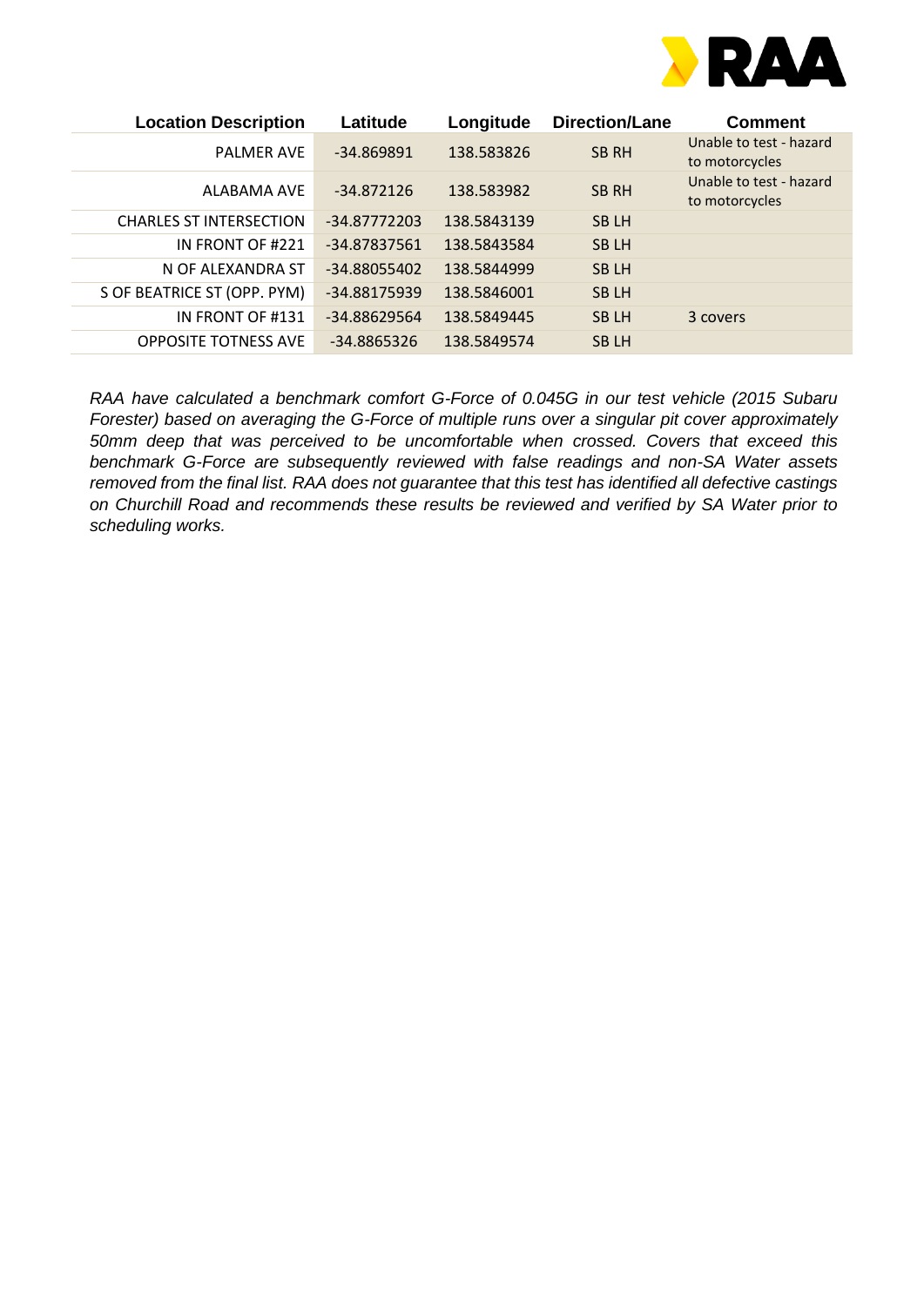| Location Description | Latitude | Longitude | Direction/Lane | Comment |
|---|---|---|---|---|
| PALMER AVE | -34.869891 | 138.583826 | SB RH | Unable to test - hazard to motorcycles |
| ALABAMA AVE | -34.872126 | 138.583982 | SB RH | Unable to test - hazard to motorcycles |
| CHARLES ST INTERSECTION | -34.87772203 | 138.5843139 | SB LH | |
| IN FRONT OF #221 | -34.87837561 | 138.5843584 | SB LH | |
| N OF ALEXANDRA ST | -34.88055402 | 138.5844999 | SB LH | |
| S OF BEATRICE ST (OPP. PYM) | -34.88175939 | 138.5846001 | SB LH | |
| IN FRONT OF #131 | -34.88629564 | 138.5849445 | SB LH | 3 covers |
| OPPOSITE TOTNESS AVE | -34.8865326 | 138.5849574 | SB LH | |

*RAA have calculated a benchmark comfort G-Force of 0.045G in our test vehicle (2015 Subaru Forester) based on averaging the G-Force of multiple runs over a singular pit cover approximately 50mm deep that was perceived to be uncomfortable when crossed. Covers that exceed this benchmark G-Force are subsequently reviewed with false readings and non-SA Water assets removed from the final list. RAA does not guarantee that this test has identified all defective castings on Churchill Road and recommends these results be reviewed and verified by SA Water prior to scheduling works.*